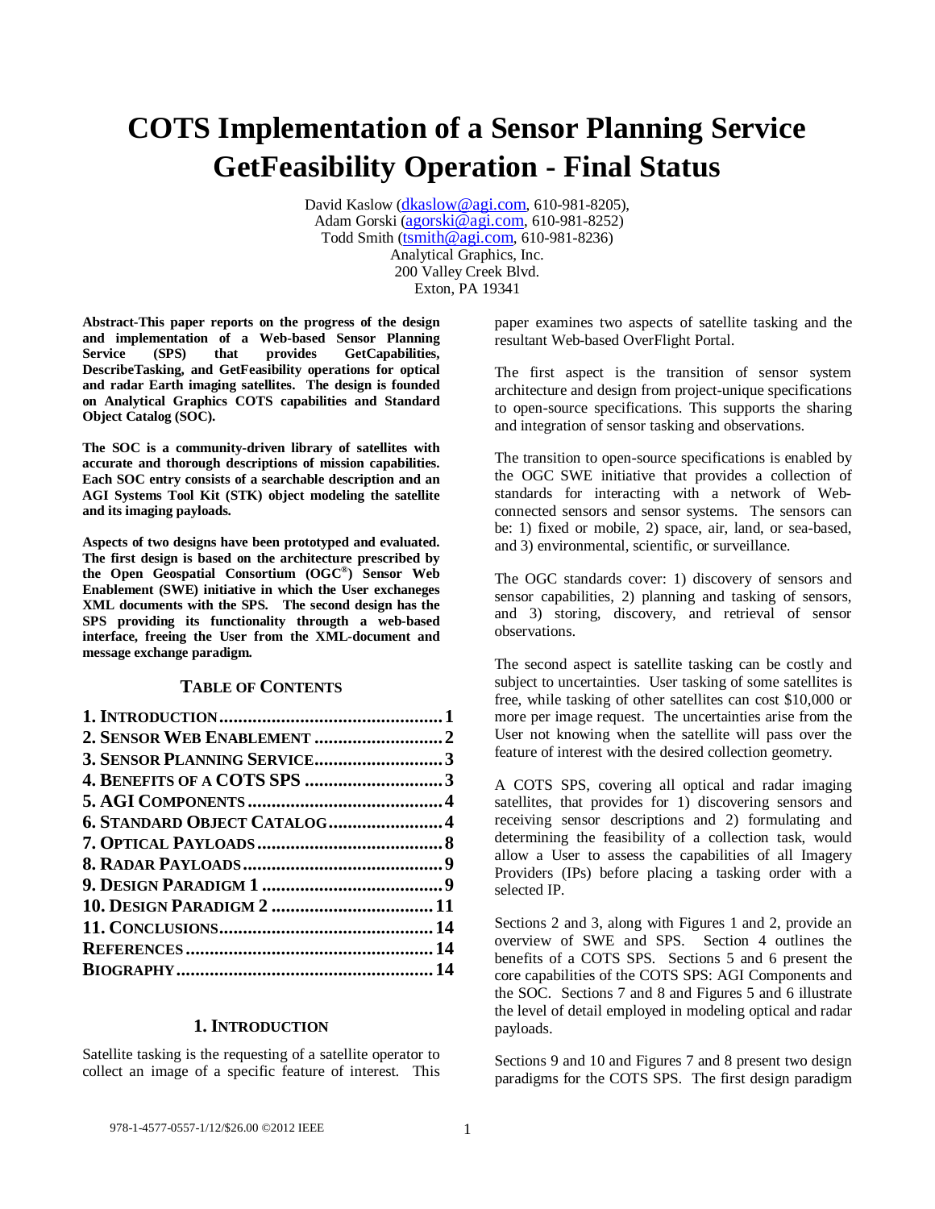# COTS Implementation of a Sensor Planning Service GetFeasibility Operation - Final Status

David Kaslow (dkaslow@agi.com, 610-981-8205),
Adam Gorski (agorski@agi.com, 610-981-8252)
Todd Smith (tsmith@agi.com, 610-981-8236)
Analytical Graphics, Inc.
200 Valley Creek Blvd.
Exton, PA 19341

**Abstract-This paper reports on the progress of the design and implementation of a Web-based Sensor Planning Service (SPS) that provides GetCapabilities, DescribeTasking, and GetFeasibility operations for optical and radar Earth imaging satellites. The design is founded on Analytical Graphics COTS capabilities and Standard Object Catalog (SOC).**

**The SOC is a community-driven library of satellites with accurate and thorough descriptions of mission capabilities. Each SOC entry consists of a searchable description and an AGI Systems Tool Kit (STK) object modeling the satellite and its imaging payloads.**

**Aspects of two designs have been prototyped and evaluated. The first design is based on the architecture prescribed by the Open Geospatial Consortium (OGC®) Sensor Web Enablement (SWE) initiative in which the User exchaneges XML documents with the SPS. The second design has the SPS providing its functionality througth a web-based interface, freeing the User from the XML-document and message exchange paradigm.**

### TABLE OF CONTENTS

| | |
|---|---|
| 1. INTRODUCTION | 1 |
| 2. SENSOR WEB ENABLEMENT | 2 |
| 3. SENSOR PLANNING SERVICE | 3 |
| 4. BENEFITS OF A COTS SPS | 3 |
| 5. AGI COMPONENTS | 4 |
| 6. STANDARD OBJECT CATALOG | 4 |
| 7. OPTICAL PAYLOADS | 8 |
| 8. RADAR PAYLOADS | 9 |
| 9. DESIGN PARADIGM 1 | 9 |
| 10. DESIGN PARADIGM 2 | 11 |
| 11. CONCLUSIONS | 14 |
| REFERENCES | 14 |
| BIOGRAPHY | 14 |

## 1. INTRODUCTION

Satellite tasking is the requesting of a satellite operator to collect an image of a specific feature of interest. This paper examines two aspects of satellite tasking and the resultant Web-based OverFlight Portal.

The first aspect is the transition of sensor system architecture and design from project-unique specifications to open-source specifications. This supports the sharing and integration of sensor tasking and observations.

The transition to open-source specifications is enabled by the OGC SWE initiative that provides a collection of standards for interacting with a network of Web-connected sensors and sensor systems. The sensors can be: 1) fixed or mobile, 2) space, air, land, or sea-based, and 3) environmental, scientific, or surveillance.

The OGC standards cover: 1) discovery of sensors and sensor capabilities, 2) planning and tasking of sensors, and 3) storing, discovery, and retrieval of sensor observations.

The second aspect is satellite tasking can be costly and subject to uncertainties. User tasking of some satellites is free, while tasking of other satellites can cost $10,000 or more per image request. The uncertainties arise from the User not knowing when the satellite will pass over the feature of interest with the desired collection geometry.

A COTS SPS, covering all optical and radar imaging satellites, that provides for 1) discovering sensors and receiving sensor descriptions and 2) formulating and determining the feasibility of a collection task, would allow a User to assess the capabilities of all Imagery Providers (IPs) before placing a tasking order with a selected IP.

Sections 2 and 3, along with Figures 1 and 2, provide an overview of SWE and SPS. Section 4 outlines the benefits of a COTS SPS. Sections 5 and 6 present the core capabilities of the COTS SPS: AGI Components and the SOC. Sections 7 and 8 and Figures 5 and 6 illustrate the level of detail employed in modeling optical and radar payloads.

Sections 9 and 10 and Figures 7 and 8 present two design paradigms for the COTS SPS. The first design paradigm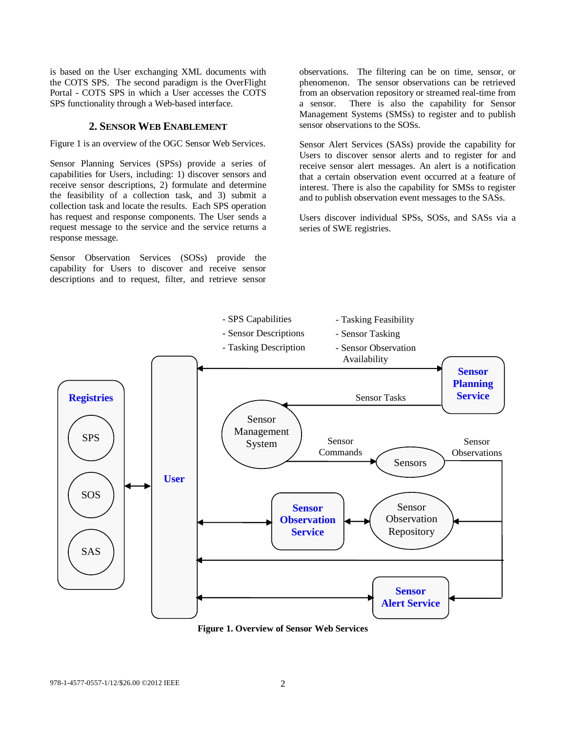is based on the User exchanging XML documents with the COTS SPS. The second paradigm is the OverFlight Portal - COTS SPS in which a User accesses the COTS SPS functionality through a Web-based interface.

## 2. SENSOR WEB ENABLEMENT

Figure 1 is an overview of the OGC Sensor Web Services.

Sensor Planning Services (SPSs) provide a series of capabilities for Users, including: 1) discover sensors and receive sensor descriptions, 2) formulate and determine the feasibility of a collection task, and 3) submit a collection task and locate the results. Each SPS operation has request and response components. The User sends a request message to the service and the service returns a response message.

Sensor Observation Services (SOSs) provide the capability for Users to discover and receive sensor descriptions and to request, filter, and retrieve sensor observations. The filtering can be on time, sensor, or phenomenon. The sensor observations can be retrieved from an observation repository or streamed real-time from a sensor. There is also the capability for Sensor Management Systems (SMSs) to register and to publish sensor observations to the SOSs.

Sensor Alert Services (SASs) provide the capability for Users to discover sensor alerts and to register for and receive sensor alert messages. An alert is a notification that a certain observation event occurred at a feature of interest. There is also the capability for SMSs to register and to publish observation event messages to the SASs.

Users discover individual SPSs, SOSs, and SASs via a series of SWE registries.

**Figure 1. Overview of Sensor Web Services**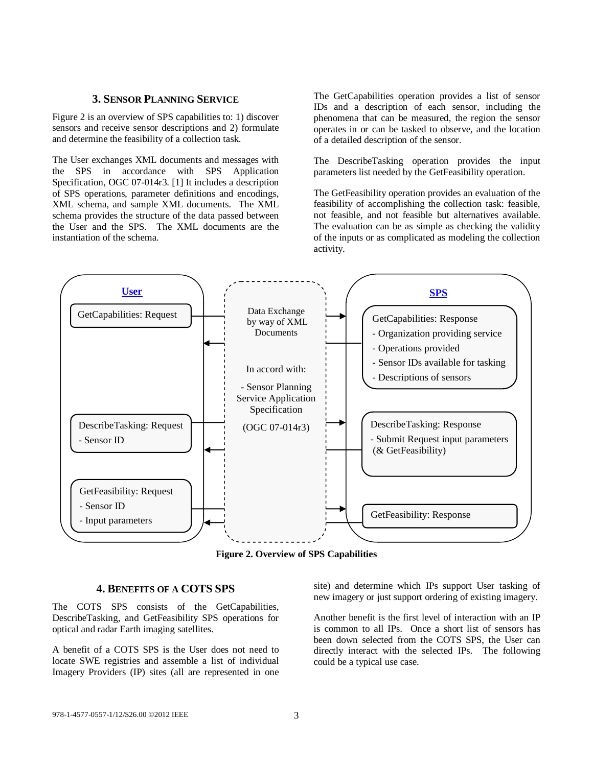## 3. SENSOR PLANNING SERVICE

Figure 2 is an overview of SPS capabilities to: 1) discover sensors and receive sensor descriptions and 2) formulate and determine the feasibility of a collection task.

The User exchanges XML documents and messages with the SPS in accordance with SPS Application Specification, OGC 07-014r3. [1] It includes a description of SPS operations, parameter definitions and encodings, XML schema, and sample XML documents. The XML schema provides the structure of the data passed between the User and the SPS. The XML documents are the instantiation of the schema.

The GetCapabilities operation provides a list of sensor IDs and a description of each sensor, including the phenomena that can be measured, the region the sensor operates in or can be tasked to observe, and the location of a detailed description of the sensor.

The DescribeTasking operation provides the input parameters list needed by the GetFeasibility operation.

The GetFeasibility operation provides an evaluation of the feasibility of accomplishing the collection task: feasible, not feasible, and not feasible but alternatives available. The evaluation can be as simple as checking the validity of the inputs or as complicated as modeling the collection activity.

**User**

GetCapabilities: Request

DescribeTasking: Request
- Sensor ID

GetFeasibility: Request
- Sensor ID
- Input parameters

Data Exchange by way of XML Documents

In accord with:

- Sensor Planning Service Application Specification

(OGC 07-014r3)

**SPS**

GetCapabilities: Response
- Organization providing service
- Operations provided
- Sensor IDs available for tasking
- Descriptions of sensors

DescribeTasking: Response
- Submit Request input parameters (& GetFeasibility)

GetFeasibility: Response

**Figure 2. Overview of SPS Capabilities**

## 4. BENEFITS OF A COTS SPS

The COTS SPS consists of the GetCapabilities, DescribeTasking, and GetFeasibility SPS operations for optical and radar Earth imaging satellites.

A benefit of a COTS SPS is the User does not need to locate SWE registries and assemble a list of individual Imagery Providers (IP) sites (all are represented in one site) and determine which IPs support User tasking of new imagery or just support ordering of existing imagery.

Another benefit is the first level of interaction with an IP is common to all IPs. Once a short list of sensors has been down selected from the COTS SPS, the User can directly interact with the selected IPs. The following could be a typical use case.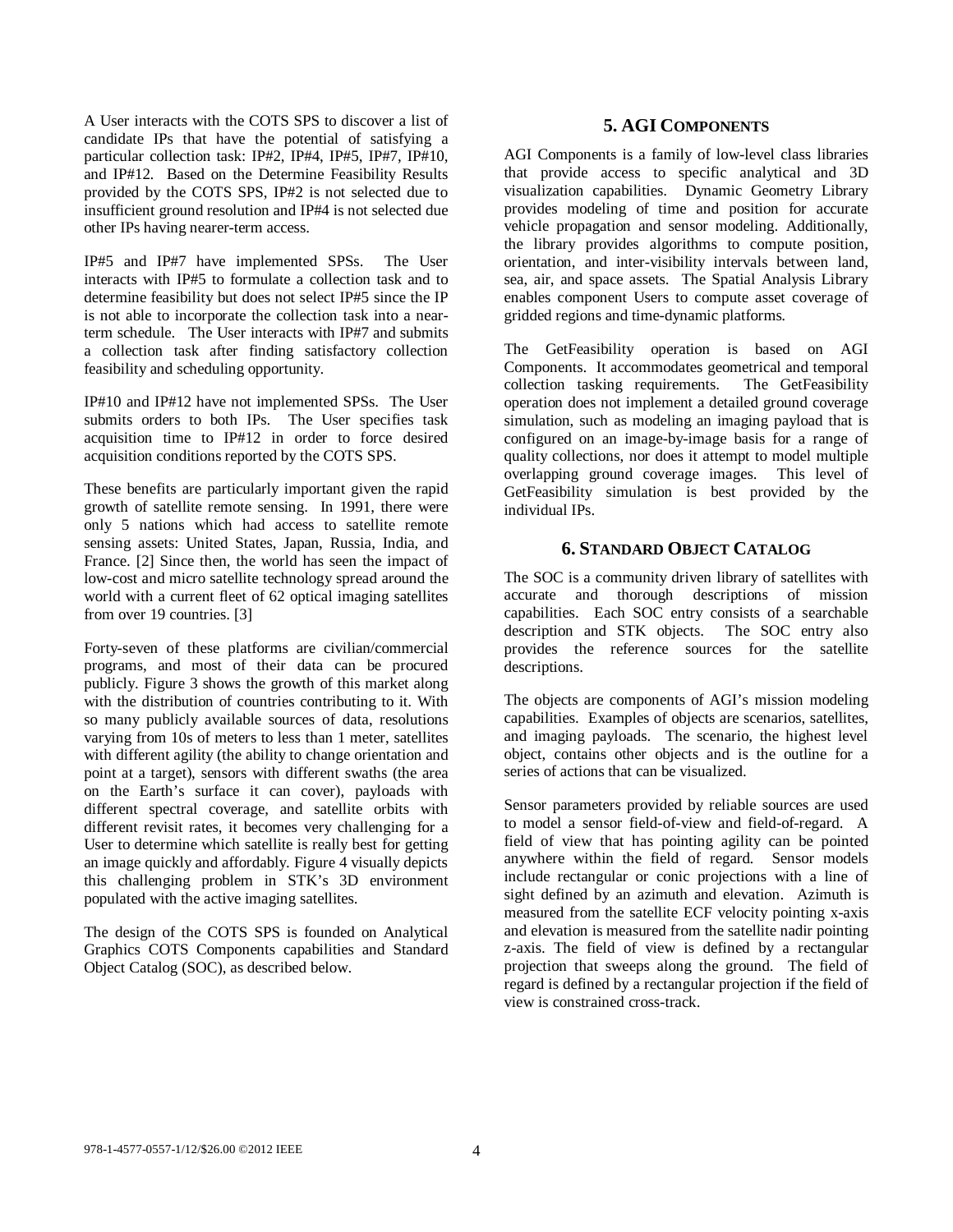A User interacts with the COTS SPS to discover a list of candidate IPs that have the potential of satisfying a particular collection task: IP#2, IP#4, IP#5, IP#7, IP#10, and IP#12. Based on the Determine Feasibility Results provided by the COTS SPS, IP#2 is not selected due to insufficient ground resolution and IP#4 is not selected due other IPs having nearer-term access.

IP#5 and IP#7 have implemented SPSs. The User interacts with IP#5 to formulate a collection task and to determine feasibility but does not select IP#5 since the IP is not able to incorporate the collection task into a near-term schedule. The User interacts with IP#7 and submits a collection task after finding satisfactory collection feasibility and scheduling opportunity.

IP#10 and IP#12 have not implemented SPSs. The User submits orders to both IPs. The User specifies task acquisition time to IP#12 in order to force desired acquisition conditions reported by the COTS SPS.

These benefits are particularly important given the rapid growth of satellite remote sensing. In 1991, there were only 5 nations which had access to satellite remote sensing assets: United States, Japan, Russia, India, and France. [2] Since then, the world has seen the impact of low-cost and micro satellite technology spread around the world with a current fleet of 62 optical imaging satellites from over 19 countries. [3]

Forty-seven of these platforms are civilian/commercial programs, and most of their data can be procured publicly. Figure 3 shows the growth of this market along with the distribution of countries contributing to it. With so many publicly available sources of data, resolutions varying from 10s of meters to less than 1 meter, satellites with different agility (the ability to change orientation and point at a target), sensors with different swaths (the area on the Earth's surface it can cover), payloads with different spectral coverage, and satellite orbits with different revisit rates, it becomes very challenging for a User to determine which satellite is really best for getting an image quickly and affordably. Figure 4 visually depicts this challenging problem in STK's 3D environment populated with the active imaging satellites.

The design of the COTS SPS is founded on Analytical Graphics COTS Components capabilities and Standard Object Catalog (SOC), as described below.

## 5. AGI Components

AGI Components is a family of low-level class libraries that provide access to specific analytical and 3D visualization capabilities. Dynamic Geometry Library provides modeling of time and position for accurate vehicle propagation and sensor modeling. Additionally, the library provides algorithms to compute position, orientation, and inter-visibility intervals between land, sea, air, and space assets. The Spatial Analysis Library enables component Users to compute asset coverage of gridded regions and time-dynamic platforms.

The GetFeasibility operation is based on AGI Components. It accommodates geometrical and temporal collection tasking requirements. The GetFeasibility operation does not implement a detailed ground coverage simulation, such as modeling an imaging payload that is configured on an image-by-image basis for a range of quality collections, nor does it attempt to model multiple overlapping ground coverage images. This level of GetFeasibility simulation is best provided by the individual IPs.

## 6. Standard Object Catalog

The SOC is a community driven library of satellites with accurate and thorough descriptions of mission capabilities. Each SOC entry consists of a searchable description and STK objects. The SOC entry also provides the reference sources for the satellite descriptions.

The objects are components of AGI's mission modeling capabilities. Examples of objects are scenarios, satellites, and imaging payloads. The scenario, the highest level object, contains other objects and is the outline for a series of actions that can be visualized.

Sensor parameters provided by reliable sources are used to model a sensor field-of-view and field-of-regard. A field of view that has pointing agility can be pointed anywhere within the field of regard. Sensor models include rectangular or conic projections with a line of sight defined by an azimuth and elevation. Azimuth is measured from the satellite ECF velocity pointing x-axis and elevation is measured from the satellite nadir pointing z-axis. The field of view is defined by a rectangular projection that sweeps along the ground. The field of regard is defined by a rectangular projection if the field of view is constrained cross-track.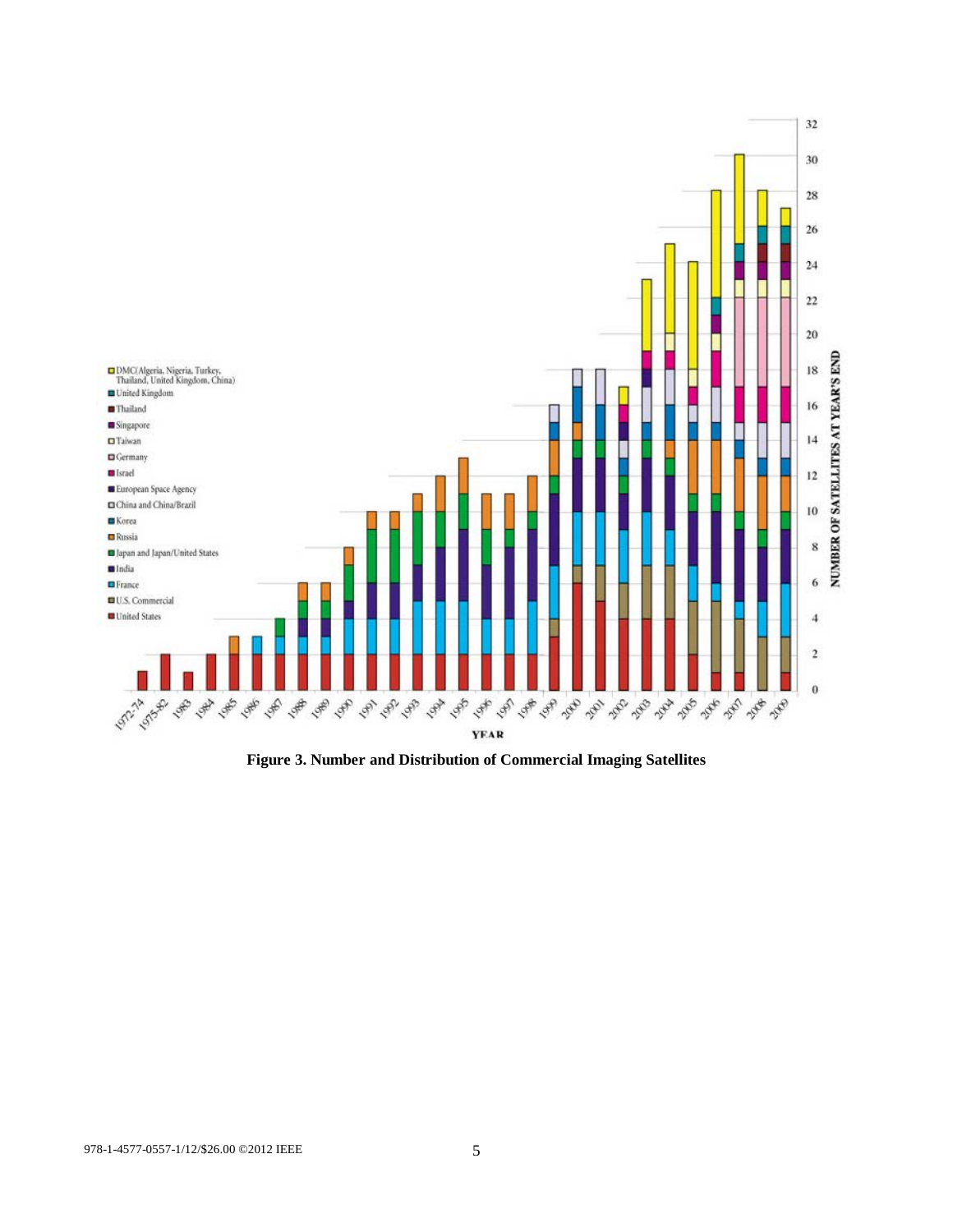Figure 3. Number and Distribution of Commercial Imaging Satellites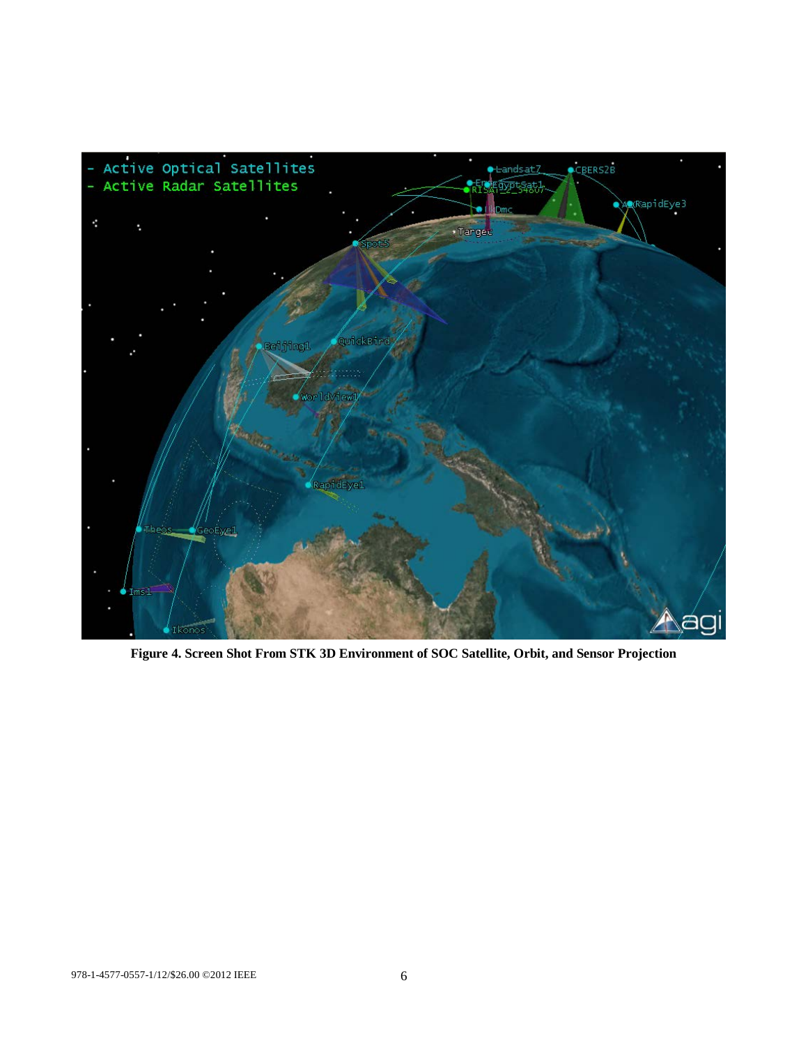**Figure 4. Screen Shot From STK 3D Environment of SOC Satellite, Orbit, and Sensor Projection**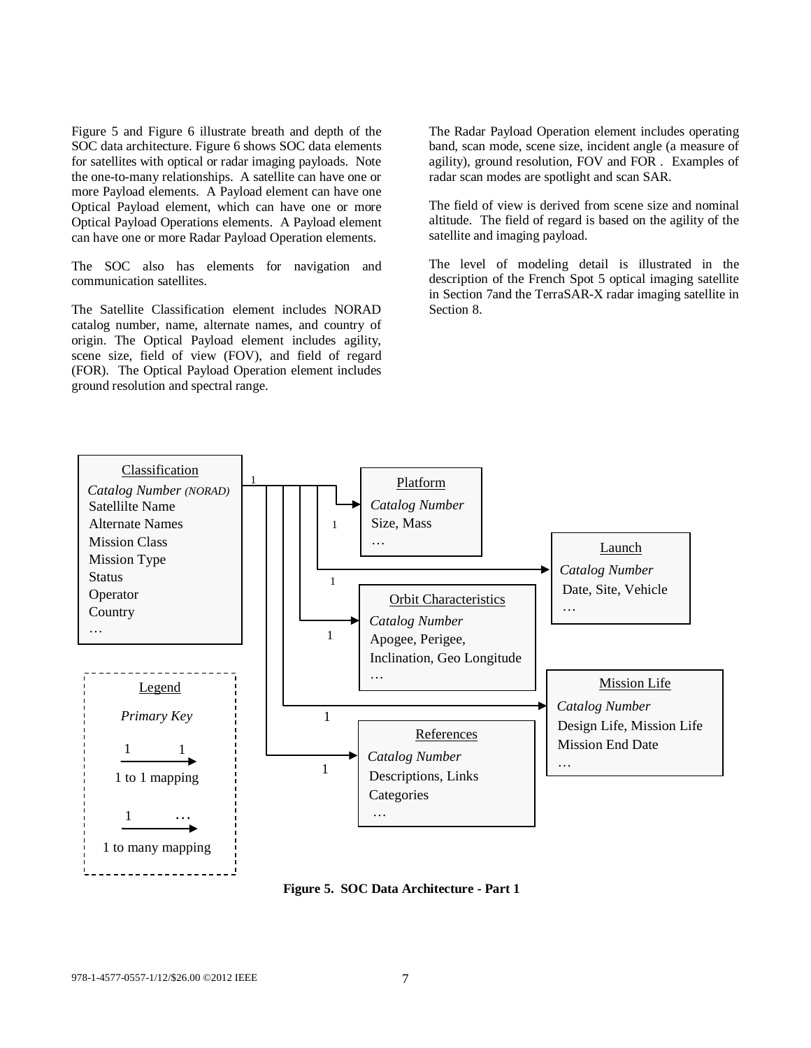Figure 5 and Figure 6 illustrate breath and depth of the SOC data architecture. Figure 6 shows SOC data elements for satellites with optical or radar imaging payloads. Note the one-to-many relationships. A satellite can have one or more Payload elements. A Payload element can have one Optical Payload element, which can have one or more Optical Payload Operations elements. A Payload element can have one or more Radar Payload Operation elements.

The SOC also has elements for navigation and communication satellites.

The Satellite Classification element includes NORAD catalog number, name, alternate names, and country of origin. The Optical Payload element includes agility, scene size, field of view (FOV), and field of regard (FOR). The Optical Payload Operation element includes ground resolution and spectral range.

The Radar Payload Operation element includes operating band, scan mode, scene size, incident angle (a measure of agility), ground resolution, FOV and FOR . Examples of radar scan modes are spotlight and scan SAR.

The field of view is derived from scene size and nominal altitude. The field of regard is based on the agility of the satellite and imaging payload.

The level of modeling detail is illustrated in the description of the French Spot 5 optical imaging satellite in Section 7and the TerraSAR-X radar imaging satellite in Section 8.

**Classification** (1 to 1 mapping to each of the following elements)
- *Catalog Number (NORAD)*
- Satellilte Name
- Alternate Names
- Mission Class
- Mission Type
- Status
- Operator
- Country
- …

**Platform**
- *Catalog Number*
- Size, Mass
- …

**Launch**
- *Catalog Number*
- Date, Site, Vehicle
- …

**Orbit Characteristics**
- *Catalog Number*
- Apogee, Perigee, Inclination, Geo Longitude
- …

**Mission Life**
- *Catalog Number*
- Design Life, Mission Life
- Mission End Date
- …

**References**
- *Catalog Number*
- Descriptions, Links
- Categories
- …

**Legend**
- *Primary Key*
- 1 → 1: 1 to 1 mapping
- 1 → …: 1 to many mapping

**Figure 5. SOC Data Architecture - Part 1**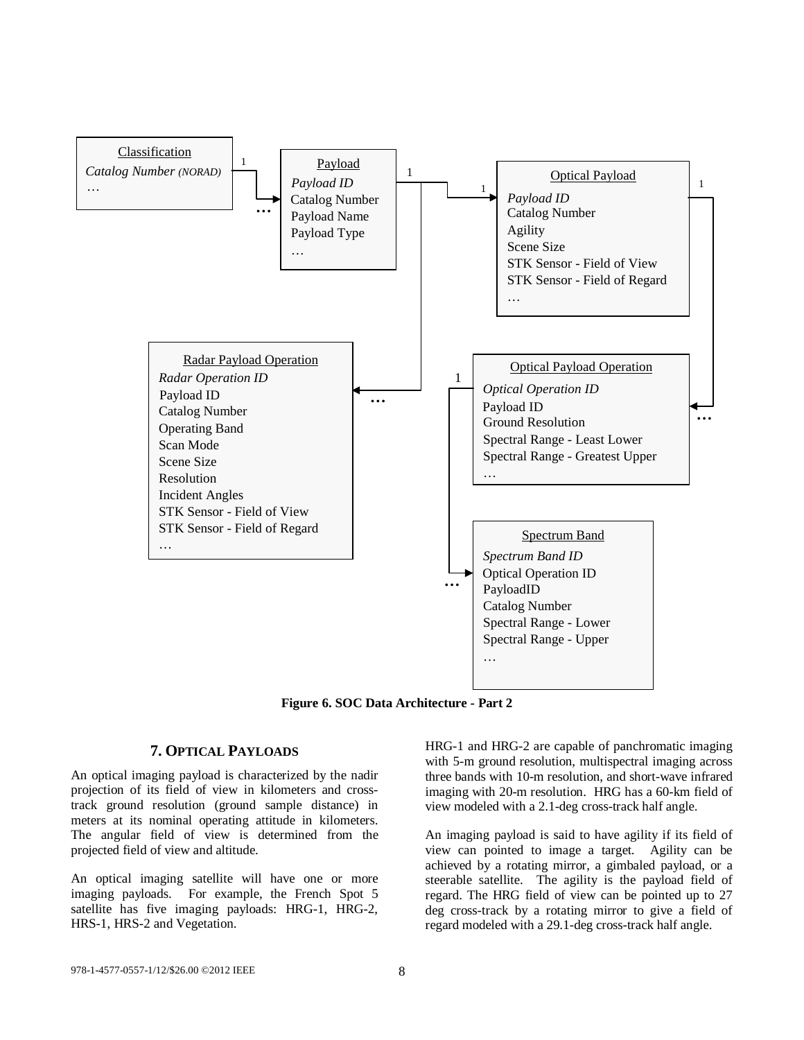**Classification**
*Catalog Number (NORAD)*
…

**Payload**
*Payload ID*
Catalog Number
Payload Name
Payload Type
…

**Optical Payload**
*Payload ID*
Catalog Number
Agility
Scene Size
STK Sensor - Field of View
STK Sensor - Field of Regard
…

**Radar Payload Operation**
*Radar Operation ID*
Payload ID
Catalog Number
Operating Band
Scan Mode
Scene Size
Resolution
Incident Angles
STK Sensor - Field of View
STK Sensor - Field of Regard
…

**Optical Payload Operation**
*Optical Operation ID*
Payload ID
Ground Resolution
Spectral Range - Least Lower
Spectral Range - Greatest Upper
…

**Spectrum Band**
*Spectrum Band ID*
Optical Operation ID
PayloadID
Catalog Number
Spectral Range - Lower
Spectral Range - Upper
…

**Figure 6. SOC Data Architecture - Part 2**

## 7. Optical Payloads

An optical imaging payload is characterized by the nadir projection of its field of view in kilometers and cross-track ground resolution (ground sample distance) in meters at its nominal operating attitude in kilometers. The angular field of view is determined from the projected field of view and altitude.

An optical imaging satellite will have one or more imaging payloads. For example, the French Spot 5 satellite has five imaging payloads: HRG-1, HRG-2, HRS-1, HRS-2 and Vegetation.

HRG-1 and HRG-2 are capable of panchromatic imaging with 5-m ground resolution, multispectral imaging across three bands with 10-m resolution, and short-wave infrared imaging with 20-m resolution. HRG has a 60-km field of view modeled with a 2.1-deg cross-track half angle.

An imaging payload is said to have agility if its field of view can pointed to image a target. Agility can be achieved by a rotating mirror, a gimbaled payload, or a steerable satellite. The agility is the payload field of regard. The HRG field of view can be pointed up to 27 deg cross-track by a rotating mirror to give a field of regard modeled with a 29.1-deg cross-track half angle.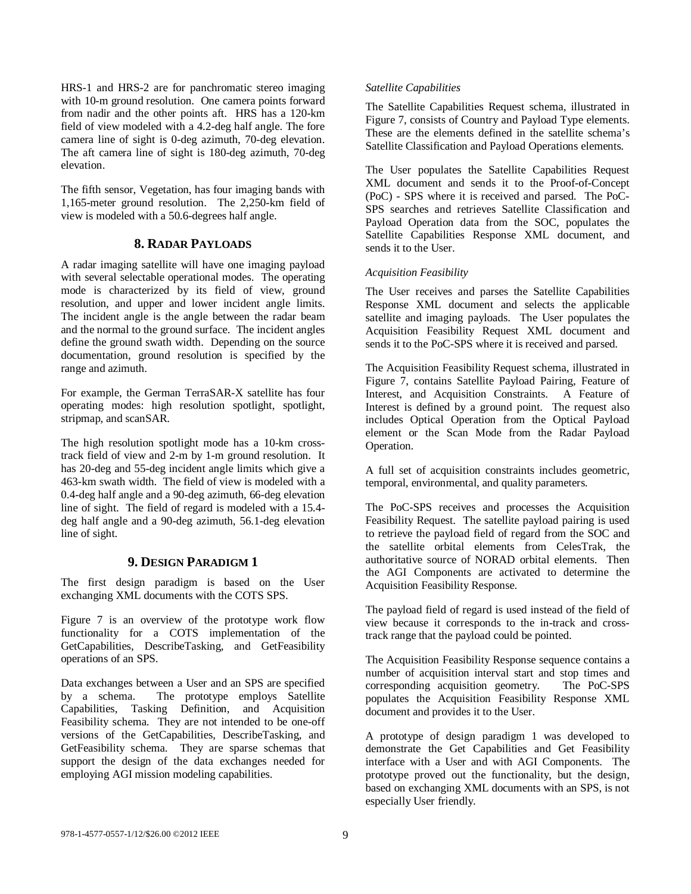HRS-1 and HRS-2 are for panchromatic stereo imaging with 10-m ground resolution. One camera points forward from nadir and the other points aft. HRS has a 120-km field of view modeled with a 4.2-deg half angle. The fore camera line of sight is 0-deg azimuth, 70-deg elevation. The aft camera line of sight is 180-deg azimuth, 70-deg elevation.

The fifth sensor, Vegetation, has four imaging bands with 1,165-meter ground resolution. The 2,250-km field of view is modeled with a 50.6-degrees half angle.

## 8. Radar Payloads

A radar imaging satellite will have one imaging payload with several selectable operational modes. The operating mode is characterized by its field of view, ground resolution, and upper and lower incident angle limits. The incident angle is the angle between the radar beam and the normal to the ground surface. The incident angles define the ground swath width. Depending on the source documentation, ground resolution is specified by the range and azimuth.

For example, the German TerraSAR-X satellite has four operating modes: high resolution spotlight, spotlight, stripmap, and scanSAR.

The high resolution spotlight mode has a 10-km cross-track field of view and 2-m by 1-m ground resolution. It has 20-deg and 55-deg incident angle limits which give a 463-km swath width. The field of view is modeled with a 0.4-deg half angle and a 90-deg azimuth, 66-deg elevation line of sight. The field of regard is modeled with a 15.4-deg half angle and a 90-deg azimuth, 56.1-deg elevation line of sight.

## 9. Design Paradigm 1

The first design paradigm is based on the User exchanging XML documents with the COTS SPS.

Figure 7 is an overview of the prototype work flow functionality for a COTS implementation of the GetCapabilities, DescribeTasking, and GetFeasibility operations of an SPS.

Data exchanges between a User and an SPS are specified by a schema. The prototype employs Satellite Capabilities, Tasking Definition, and Acquisition Feasibility schema. They are not intended to be one-off versions of the GetCapabilities, DescribeTasking, and GetFeasibility schema. They are sparse schemas that support the design of the data exchanges needed for employing AGI mission modeling capabilities.

*Satellite Capabilities*

The Satellite Capabilities Request schema, illustrated in Figure 7, consists of Country and Payload Type elements. These are the elements defined in the satellite schema's Satellite Classification and Payload Operations elements.

The User populates the Satellite Capabilities Request XML document and sends it to the Proof-of-Concept (PoC) - SPS where it is received and parsed. The PoC-SPS searches and retrieves Satellite Classification and Payload Operation data from the SOC, populates the Satellite Capabilities Response XML document, and sends it to the User.

*Acquisition Feasibility*

The User receives and parses the Satellite Capabilities Response XML document and selects the applicable satellite and imaging payloads. The User populates the Acquisition Feasibility Request XML document and sends it to the PoC-SPS where it is received and parsed.

The Acquisition Feasibility Request schema, illustrated in Figure 7, contains Satellite Payload Pairing, Feature of Interest, and Acquisition Constraints. A Feature of Interest is defined by a ground point. The request also includes Optical Operation from the Optical Payload element or the Scan Mode from the Radar Payload Operation.

A full set of acquisition constraints includes geometric, temporal, environmental, and quality parameters.

The PoC-SPS receives and processes the Acquisition Feasibility Request. The satellite payload pairing is used to retrieve the payload field of regard from the SOC and the satellite orbital elements from CelesTrak, the authoritative source of NORAD orbital elements. Then the AGI Components are activated to determine the Acquisition Feasibility Response.

The payload field of regard is used instead of the field of view because it corresponds to the in-track and cross-track range that the payload could be pointed.

The Acquisition Feasibility Response sequence contains a number of acquisition interval start and stop times and corresponding acquisition geometry. The PoC-SPS populates the Acquisition Feasibility Response XML document and provides it to the User.

A prototype of design paradigm 1 was developed to demonstrate the Get Capabilities and Get Feasibility interface with a User and with AGI Components. The prototype proved out the functionality, but the design, based on exchanging XML documents with an SPS, is not especially User friendly.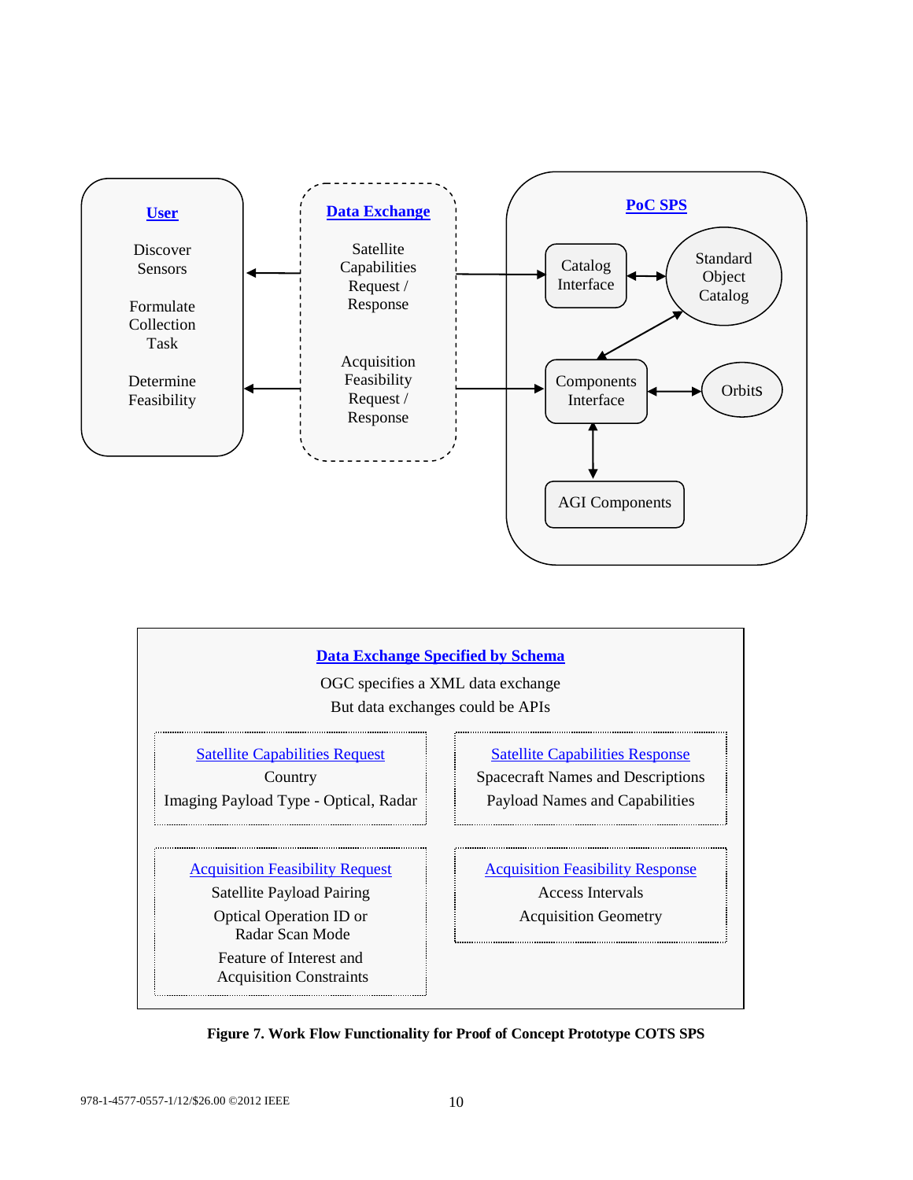**User**

Discover Sensors

Formulate Collection Task

Determine Feasibility

**Data Exchange**

Satellite Capabilities Request / Response

Acquisition Feasibility Request / Response

**PoC SPS**

Catalog Interface

Standard Object Catalog

Components Interface

Orbits

AGI Components

**Data Exchange Specified by Schema**

OGC specifies a XML data exchange
But data exchanges could be APIs

Satellite Capabilities Request
Country
Imaging Payload Type - Optical, Radar

Satellite Capabilities Response
Spacecraft Names and Descriptions
Payload Names and Capabilities

Acquisition Feasibility Request
Satellite Payload Pairing
Optical Operation ID or Radar Scan Mode
Feature of Interest and Acquisition Constraints

Acquisition Feasibility Response
Access Intervals
Acquisition Geometry

**Figure 7. Work Flow Functionality for Proof of Concept Prototype COTS SPS**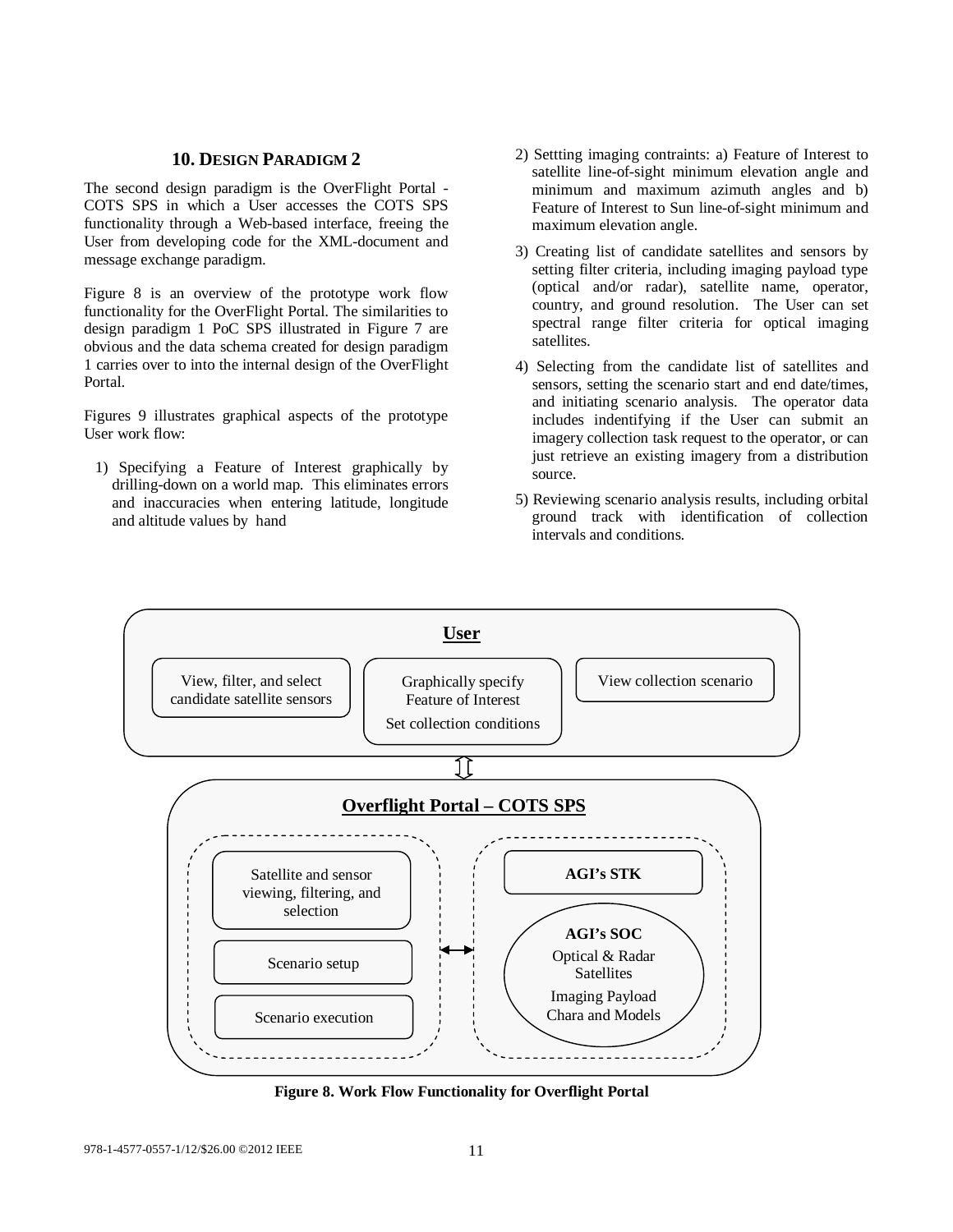## 10. Design Paradigm 2

The second design paradigm is the OverFlight Portal - COTS SPS in which a User accesses the COTS SPS functionality through a Web-based interface, freeing the User from developing code for the XML-document and message exchange paradigm.

Figure 8 is an overview of the prototype work flow functionality for the OverFlight Portal. The similarities to design paradigm 1 PoC SPS illustrated in Figure 7 are obvious and the data schema created for design paradigm 1 carries over to into the internal design of the OverFlight Portal.

Figures 9 illustrates graphical aspects of the prototype User work flow:

1) Specifying a Feature of Interest graphically by drilling-down on a world map. This eliminates errors and inaccuracies when entering latitude, longitude and altitude values by hand

2) Settting imaging contraints: a) Feature of Interest to satellite line-of-sight minimum elevation angle and minimum and maximum azimuth angles and b) Feature of Interest to Sun line-of-sight minimum and maximum elevation angle.

3) Creating list of candidate satellites and sensors by setting filter criteria, including imaging payload type (optical and/or radar), satellite name, operator, country, and ground resolution. The User can set spectral range filter criteria for optical imaging satellites.

4) Selecting from the candidate list of satellites and sensors, setting the scenario start and end date/times, and initiating scenario analysis. The operator data includes indentifying if the User can submit an imagery collection task request to the operator, or can just retrieve an existing imagery from a distribution source.

5) Reviewing scenario analysis results, including orbital ground track with identification of collection intervals and conditions.

**User**

- View, filter, and select candidate satellite sensors
- Graphically specify Feature of Interest; Set collection conditions
- View collection scenario

**Overflight Portal – COTS SPS**

- Satellite and sensor viewing, filtering, and selection
- Scenario setup
- Scenario execution
- **AGI's STK**
- **AGI's SOC**: Optical & Radar Satellites; Imaging Payload Chara and Models

**Figure 8. Work Flow Functionality for Overflight Portal**

978-1-4577-0557-1/12/$26.00 ©2012 IEEE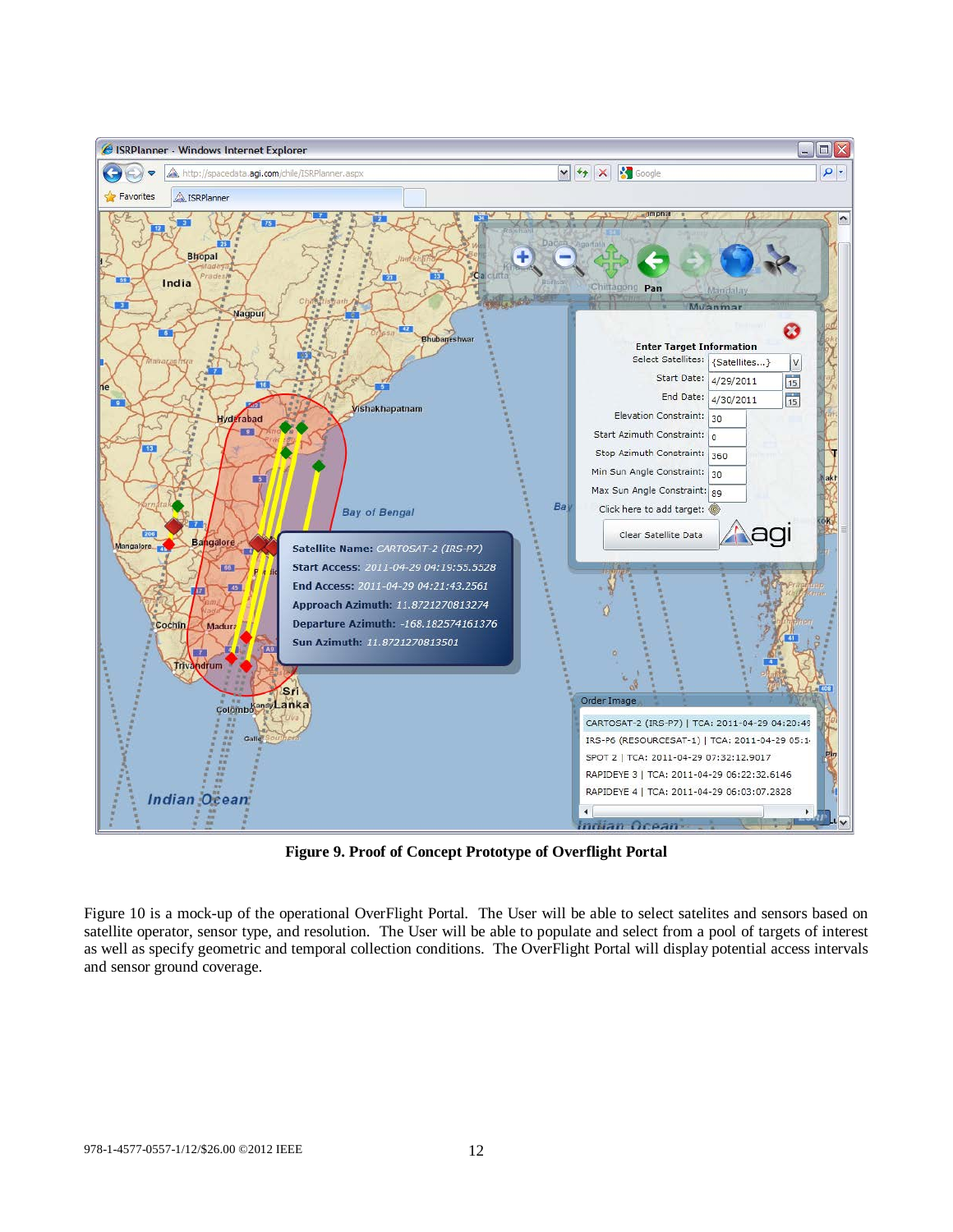**Figure 9. Proof of Concept Prototype of Overflight Portal**

Figure 10 is a mock-up of the operational OverFlight Portal. The User will be able to select satelites and sensors based on satellite operator, sensor type, and resolution. The User will be able to populate and select from a pool of targets of interest as well as specify geometric and temporal collection conditions. The OverFlight Portal will display potential access intervals and sensor ground coverage.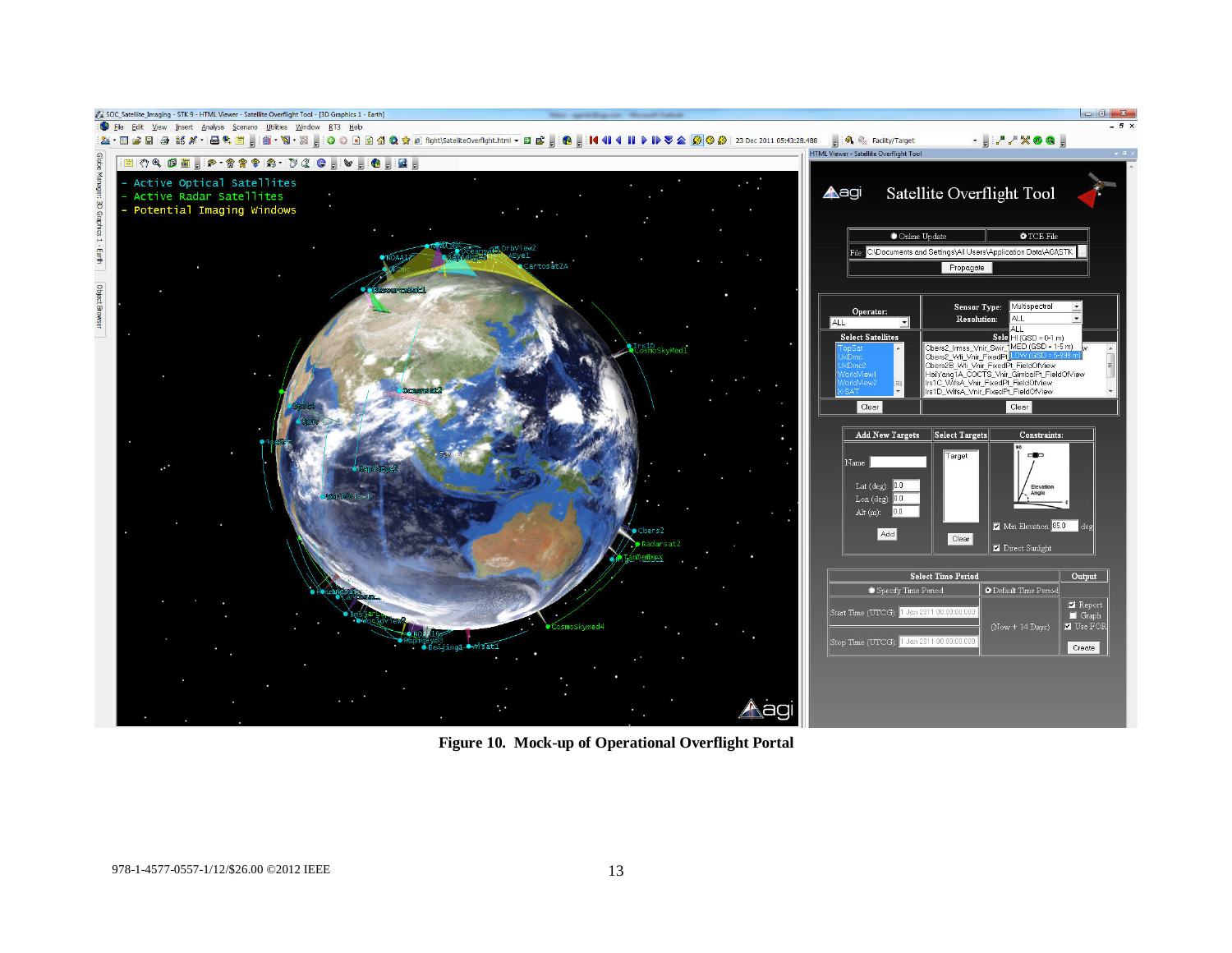**Figure 10. Mock-up of Operational Overflight Portal**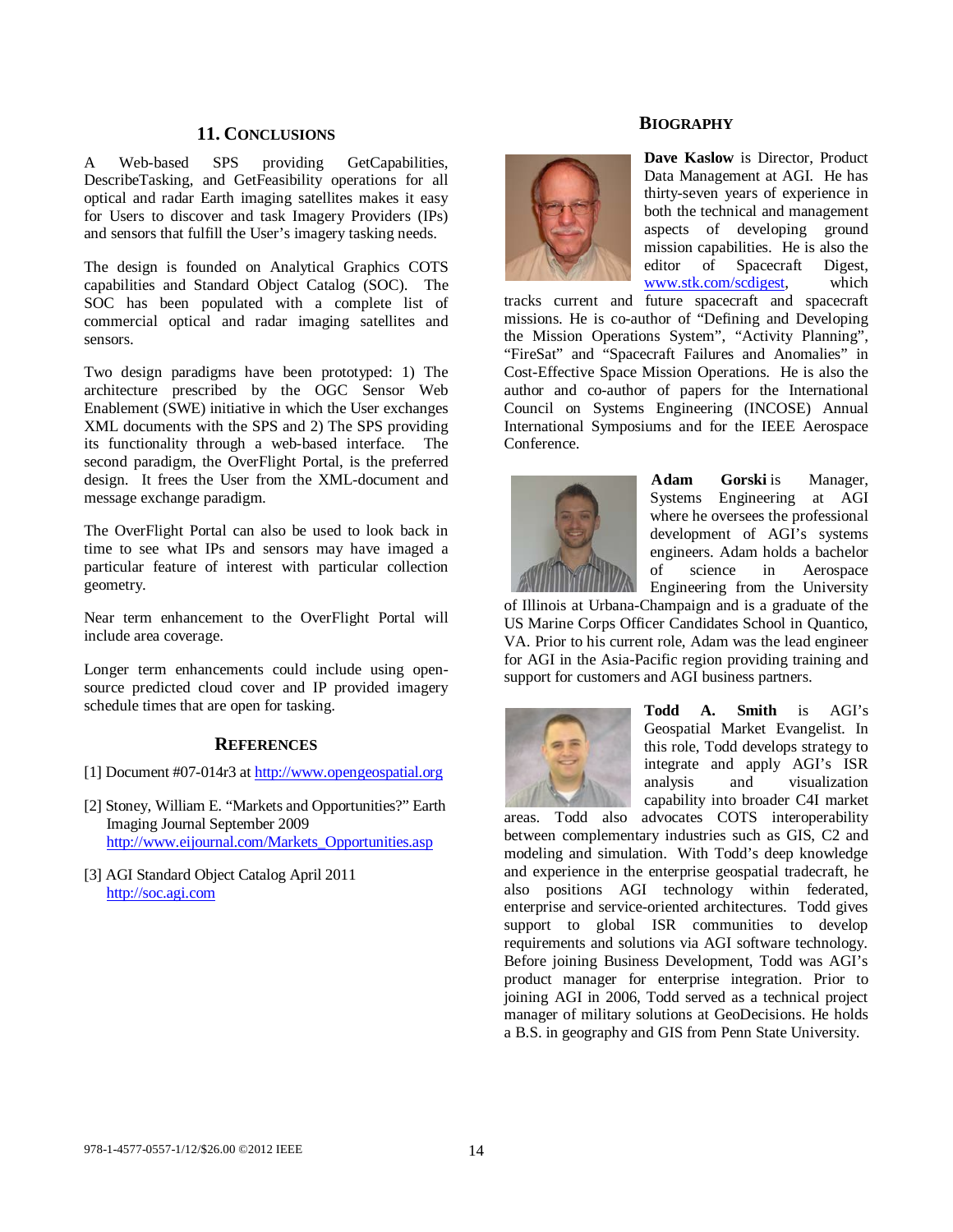## 11. Conclusions

A Web-based SPS providing GetCapabilities, DescribeTasking, and GetFeasibility operations for all optical and radar Earth imaging satellites makes it easy for Users to discover and task Imagery Providers (IPs) and sensors that fulfill the User's imagery tasking needs.

The design is founded on Analytical Graphics COTS capabilities and Standard Object Catalog (SOC). The SOC has been populated with a complete list of commercial optical and radar imaging satellites and sensors.

Two design paradigms have been prototyped: 1) The architecture prescribed by the OGC Sensor Web Enablement (SWE) initiative in which the User exchanges XML documents with the SPS and 2) The SPS providing its functionality through a web-based interface. The second paradigm, the OverFlight Portal, is the preferred design. It frees the User from the XML-document and message exchange paradigm.

The OverFlight Portal can also be used to look back in time to see what IPs and sensors may have imaged a particular feature of interest with particular collection geometry.

Near term enhancement to the OverFlight Portal will include area coverage.

Longer term enhancements could include using open-source predicted cloud cover and IP provided imagery schedule times that are open for tasking.

## References

[1] Document #07-014r3 at http://www.opengeospatial.org

[2] Stoney, William E. "Markets and Opportunities?" Earth Imaging Journal September 2009 http://www.eijournal.com/Markets_Opportunities.asp

[3] AGI Standard Object Catalog April 2011 http://soc.agi.com

## Biography

**Dave Kaslow** is Director, Product Data Management at AGI. He has thirty-seven years of experience in both the technical and management aspects of developing ground mission capabilities. He is also the editor of Spacecraft Digest, www.stk.com/scdigest, which tracks current and future spacecraft and spacecraft missions. He is co-author of "Defining and Developing the Mission Operations System", "Activity Planning", "FireSat" and "Spacecraft Failures and Anomalies" in Cost-Effective Space Mission Operations. He is also the author and co-author of papers for the International Council on Systems Engineering (INCOSE) Annual International Symposiums and for the IEEE Aerospace Conference.

**Adam Gorski** is Manager, Systems Engineering at AGI where he oversees the professional development of AGI's systems engineers. Adam holds a bachelor of science in Aerospace Engineering from the University of Illinois at Urbana-Champaign and is a graduate of the US Marine Corps Officer Candidates School in Quantico, VA. Prior to his current role, Adam was the lead engineer for AGI in the Asia-Pacific region providing training and support for customers and AGI business partners.

**Todd A. Smith** is AGI's Geospatial Market Evangelist. In this role, Todd develops strategy to integrate and apply AGI's ISR analysis and visualization capability into broader C4I market areas. Todd also advocates COTS interoperability between complementary industries such as GIS, C2 and modeling and simulation. With Todd's deep knowledge and experience in the enterprise geospatial tradecraft, he also positions AGI technology within federated, enterprise and service-oriented architectures. Todd gives support to global ISR communities to develop requirements and solutions via AGI software technology. Before joining Business Development, Todd was AGI's product manager for enterprise integration. Prior to joining AGI in 2006, Todd served as a technical project manager of military solutions at GeoDecisions. He holds a B.S. in geography and GIS from Penn State University.